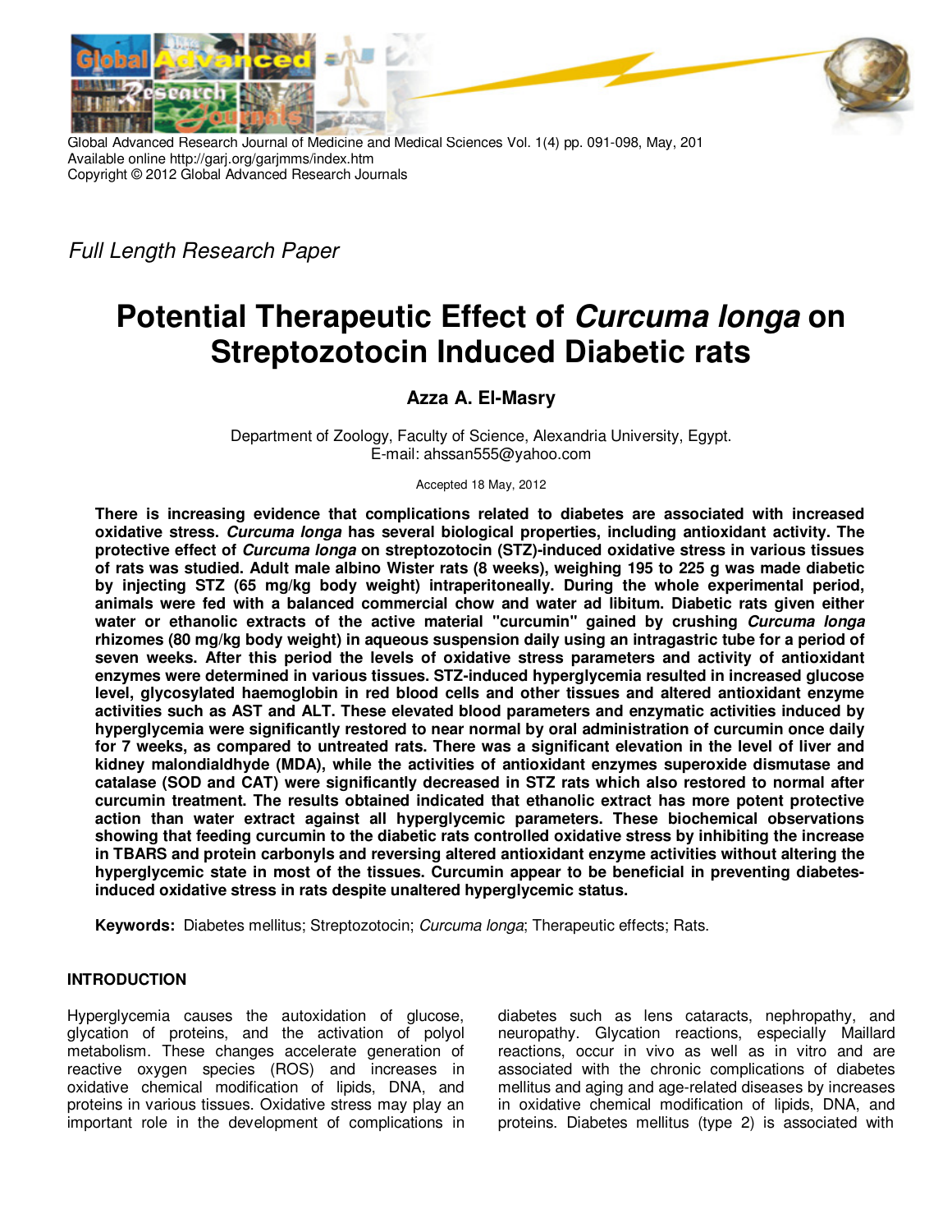*Full Length Research Paper*

# Potential Therapeutic Effect of *Curcuma longa* on Streptozotocin Induced Diabetic rats

**Azza A. El-Masry**

Department of Zoology, Faculty of Science, Alexandria University, Egypt.
E-mail: ahssan555@yahoo.com

Accepted 18 May, 2012

**There is increasing evidence that complications related to diabetes are associated with increased oxidative stress. *Curcuma longa* has several biological properties, including antioxidant activity. The protective effect of *Curcuma longa* on streptozotocin (STZ)-induced oxidative stress in various tissues of rats was studied. Adult male albino Wister rats (8 weeks), weighing 195 to 225 g was made diabetic by injecting STZ (65 mg/kg body weight) intraperitoneally. During the whole experimental period, animals were fed with a balanced commercial chow and water ad libitum. Diabetic rats given either water or ethanolic extracts of the active material "curcumin" gained by crushing *Curcuma longa* rhizomes (80 mg/kg body weight) in aqueous suspension daily using an intragastric tube for a period of seven weeks. After this period the levels of oxidative stress parameters and activity of antioxidant enzymes were determined in various tissues. STZ-induced hyperglycemia resulted in increased glucose level, glycosylated haemoglobin in red blood cells and other tissues and altered antioxidant enzyme activities such as AST and ALT. These elevated blood parameters and enzymatic activities induced by hyperglycemia were significantly restored to near normal by oral administration of curcumin once daily for 7 weeks, as compared to untreated rats. There was a significant elevation in the level of liver and kidney malondialdhyde (MDA), while the activities of antioxidant enzymes superoxide dismutase and catalase (SOD and CAT) were significantly decreased in STZ rats which also restored to normal after curcumin treatment. The results obtained indicated that ethanolic extract has more potent protective action than water extract against all hyperglycemic parameters. These biochemical observations showing that feeding curcumin to the diabetic rats controlled oxidative stress by inhibiting the increase in TBARS and protein carbonyls and reversing altered antioxidant enzyme activities without altering the hyperglycemic state in most of the tissues. Curcumin appear to be beneficial in preventing diabetes-induced oxidative stress in rats despite unaltered hyperglycemic status.**

**Keywords:** Diabetes mellitus; Streptozotocin; *Curcuma longa*; Therapeutic effects; Rats.

## INTRODUCTION

Hyperglycemia causes the autoxidation of glucose, glycation of proteins, and the activation of polyol metabolism. These changes accelerate generation of reactive oxygen species (ROS) and increases in oxidative chemical modification of lipids, DNA, and proteins in various tissues. Oxidative stress may play an important role in the development of complications in diabetes such as lens cataracts, nephropathy, and neuropathy. Glycation reactions, especially Maillard reactions, occur in vivo as well as in vitro and are associated with the chronic complications of diabetes mellitus and aging and age-related diseases by increases in oxidative chemical modification of lipids, DNA, and proteins. Diabetes mellitus (type 2) is associated with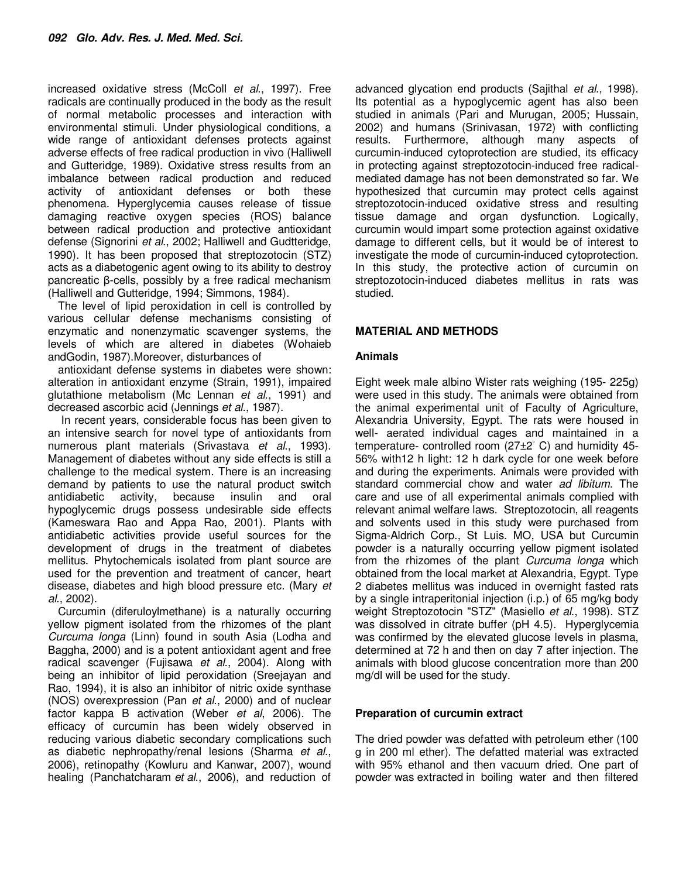increased oxidative stress (McColl *et al.*, 1997). Free radicals are continually produced in the body as the result of normal metabolic processes and interaction with environmental stimuli. Under physiological conditions, a wide range of antioxidant defenses protects against adverse effects of free radical production in vivo (Halliwell and Gutteridge, 1989). Oxidative stress results from an imbalance between radical production and reduced activity of antioxidant defenses or both these phenomena. Hyperglycemia causes release of tissue damaging reactive oxygen species (ROS) balance between radical production and protective antioxidant defense (Signorini *et al.*, 2002; Halliwell and Gudtteridge, 1990). It has been proposed that streptozotocin (STZ) acts as a diabetogenic agent owing to its ability to destroy pancreatic β-cells, possibly by a free radical mechanism (Halliwell and Gutteridge, 1994; Simmons, 1984).

The level of lipid peroxidation in cell is controlled by various cellular defense mechanisms consisting of enzymatic and nonenzymatic scavenger systems, the levels of which are altered in diabetes (Wohaieb andGodin, 1987).Moreover, disturbances of antioxidant defense systems in diabetes were shown: alteration in antioxidant enzyme (Strain, 1991), impaired glutathione metabolism (Mc Lennan *et al.*, 1991) and decreased ascorbic acid (Jennings *et al.*, 1987).

In recent years, considerable focus has been given to an intensive search for novel type of antioxidants from numerous plant materials (Srivastava *et al.*, 1993). Management of diabetes without any side effects is still a challenge to the medical system. There is an increasing demand by patients to use the natural product switch antidiabetic activity, because insulin and oral hypoglycemic drugs possess undesirable side effects (Kameswara Rao and Appa Rao, 2001). Plants with antidiabetic activities provide useful sources for the development of drugs in the treatment of diabetes mellitus. Phytochemicals isolated from plant source are used for the prevention and treatment of cancer, heart disease, diabetes and high blood pressure etc. (Mary *et al.*, 2002).

Curcumin (diferuloylmethane) is a naturally occurring yellow pigment isolated from the rhizomes of the plant *Curcuma longa* (Linn) found in south Asia (Lodha and Baggha, 2000) and is a potent antioxidant agent and free radical scavenger (Fujisawa *et al.*, 2004). Along with being an inhibitor of lipid peroxidation (Sreejayan and Rao, 1994), it is also an inhibitor of nitric oxide synthase (NOS) overexpression (Pan *et al.*, 2000) and of nuclear factor kappa B activation (Weber *et al*, 2006). The efficacy of curcumin has been widely observed in reducing various diabetic secondary complications such as diabetic nephropathy/renal lesions (Sharma *et al.*, 2006), retinopathy (Kowluru and Kanwar, 2007), wound healing (Panchatcharam *et al.*, 2006), and reduction of advanced glycation end products (Sajithal *et al.*, 1998). Its potential as a hypoglycemic agent has also been studied in animals (Pari and Murugan, 2005; Hussain, 2002) and humans (Srinivasan, 1972) with conflicting results. Furthermore, although many aspects of curcumin-induced cytoprotection are studied, its efficacy in protecting against streptozotocin-induced free radical-mediated damage has not been demonstrated so far. We hypothesized that curcumin may protect cells against streptozotocin-induced oxidative stress and resulting tissue damage and organ dysfunction. Logically, curcumin would impart some protection against oxidative damage to different cells, but it would be of interest to investigate the mode of curcumin-induced cytoprotection. In this study, the protective action of curcumin on streptozotocin-induced diabetes mellitus in rats was studied.

## MATERIAL AND METHODS

### Animals

Eight week male albino Wister rats weighing (195- 225g) were used in this study. The animals were obtained from the animal experimental unit of Faculty of Agriculture, Alexandria University, Egypt. The rats were housed in well- aerated individual cages and maintained in a temperature- controlled room (27±2° C) and humidity 45-56% with12 h light: 12 h dark cycle for one week before and during the experiments. Animals were provided with standard commercial chow and water *ad libitum*. The care and use of all experimental animals complied with relevant animal welfare laws. Streptozotocin, all reagents and solvents used in this study were purchased from Sigma-Aldrich Corp., St Luis. MO, USA but Curcumin powder is a naturally occurring yellow pigment isolated from the rhizomes of the plant *Curcuma longa* which obtained from the local market at Alexandria, Egypt. Type 2 diabetes mellitus was induced in overnight fasted rats by a single intraperitonial injection (i.p.) of 65 mg/kg body weight Streptozotocin "STZ" (Masiello *et al.*, 1998). STZ was dissolved in citrate buffer (pH 4.5). Hyperglycemia was confirmed by the elevated glucose levels in plasma, determined at 72 h and then on day 7 after injection. The animals with blood glucose concentration more than 200 mg/dl will be used for the study.

### Preparation of curcumin extract

The dried powder was defatted with petroleum ether (100 g in 200 ml ether). The defatted material was extracted with 95% ethanol and then vacuum dried. One part of powder was extracted in boiling water and then filtered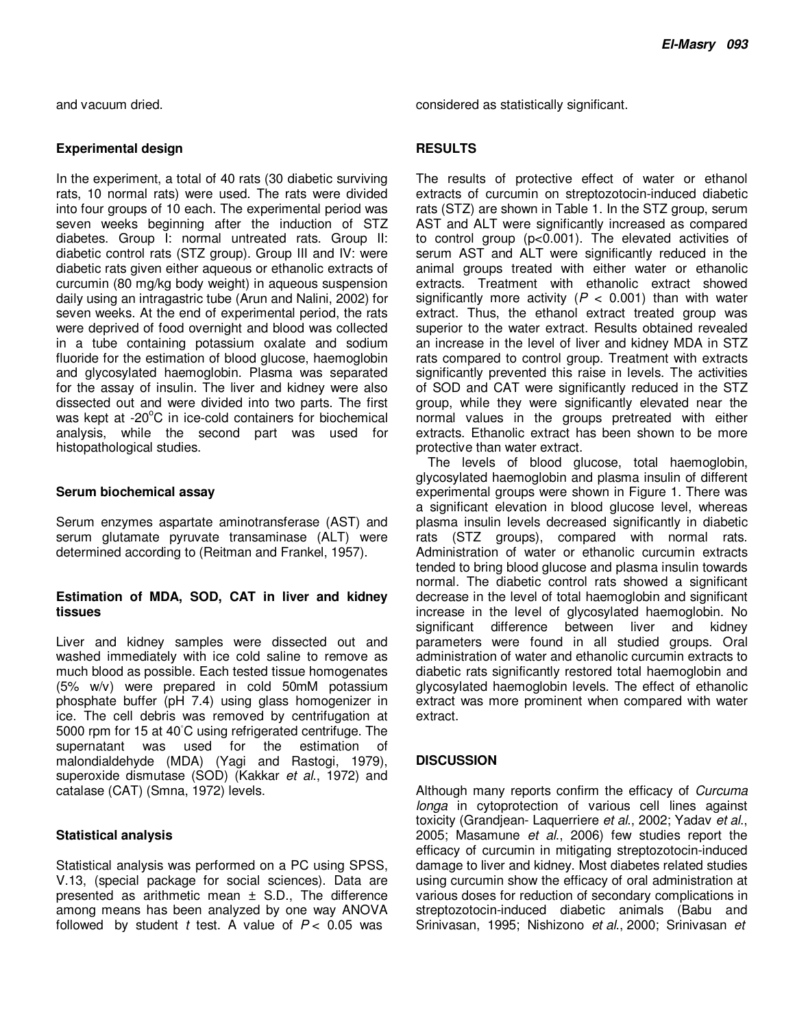and vacuum dried.

### Experimental design

In the experiment, a total of 40 rats (30 diabetic surviving rats, 10 normal rats) were used. The rats were divided into four groups of 10 each. The experimental period was seven weeks beginning after the induction of STZ diabetes. Group I: normal untreated rats. Group II: diabetic control rats (STZ group). Group III and IV: were diabetic rats given either aqueous or ethanolic extracts of curcumin (80 mg/kg body weight) in aqueous suspension daily using an intragastric tube (Arun and Nalini, 2002) for seven weeks. At the end of experimental period, the rats were deprived of food overnight and blood was collected in a tube containing potassium oxalate and sodium fluoride for the estimation of blood glucose, haemoglobin and glycosylated haemoglobin. Plasma was separated for the assay of insulin. The liver and kidney were also dissected out and were divided into two parts. The first was kept at -20°C in ice-cold containers for biochemical analysis, while the second part was used for histopathological studies.

### Serum biochemical assay

Serum enzymes aspartate aminotransferase (AST) and serum glutamate pyruvate transaminase (ALT) were determined according to (Reitman and Frankel, 1957).

### Estimation of MDA, SOD, CAT in liver and kidney tissues

Liver and kidney samples were dissected out and washed immediately with ice cold saline to remove as much blood as possible. Each tested tissue homogenates (5% w/v) were prepared in cold 50mM potassium phosphate buffer (pH 7.4) using glass homogenizer in ice. The cell debris was removed by centrifugation at 5000 rpm for 15 at 40°C using refrigerated centrifuge. The supernatant was used for the estimation of malondialdehyde (MDA) (Yagi and Rastogi, 1979), superoxide dismutase (SOD) (Kakkar *et al*., 1972) and catalase (CAT) (Smna, 1972) levels.

### Statistical analysis

Statistical analysis was performed on a PC using SPSS, V.13, (special package for social sciences). Data are presented as arithmetic mean ± S.D., The difference among means has been analyzed by one way ANOVA followed by student *t* test. A value of $P < 0.05$ was considered as statistically significant.

## RESULTS

The results of protective effect of water or ethanol extracts of curcumin on streptozotocin-induced diabetic rats (STZ) are shown in Table 1. In the STZ group, serum AST and ALT were significantly increased as compared to control group ($p<0.001$). The elevated activities of serum AST and ALT were significantly reduced in the animal groups treated with either water or ethanolic extracts. Treatment with ethanolic extract showed significantly more activity ($P < 0.001$) than with water extract. Thus, the ethanol extract treated group was superior to the water extract. Results obtained revealed an increase in the level of liver and kidney MDA in STZ rats compared to control group. Treatment with extracts significantly prevented this raise in levels. The activities of SOD and CAT were significantly reduced in the STZ group, while they were significantly elevated near the normal values in the groups pretreated with either extracts. Ethanolic extract has been shown to be more protective than water extract.

The levels of blood glucose, total haemoglobin, glycosylated haemoglobin and plasma insulin of different experimental groups were shown in Figure 1. There was a significant elevation in blood glucose level, whereas plasma insulin levels decreased significantly in diabetic rats (STZ groups), compared with normal rats. Administration of water or ethanolic curcumin extracts tended to bring blood glucose and plasma insulin towards normal. The diabetic control rats showed a significant decrease in the level of total haemoglobin and significant increase in the level of glycosylated haemoglobin. No significant difference between liver and kidney parameters were found in all studied groups. Oral administration of water and ethanolic curcumin extracts to diabetic rats significantly restored total haemoglobin and glycosylated haemoglobin levels. The effect of ethanolic extract was more prominent when compared with water extract.

## DISCUSSION

Although many reports confirm the efficacy of *Curcuma longa* in cytoprotection of various cell lines against toxicity (Grandjean- Laquerriere *et al*., 2002; Yadav *et al*., 2005; Masamune *et al*., 2006) few studies report the efficacy of curcumin in mitigating streptozotocin-induced damage to liver and kidney. Most diabetes related studies using curcumin show the efficacy of oral administration at various doses for reduction of secondary complications in streptozotocin-induced diabetic animals (Babu and Srinivasan, 1995; Nishizono *et al*., 2000; Srinivasan *et*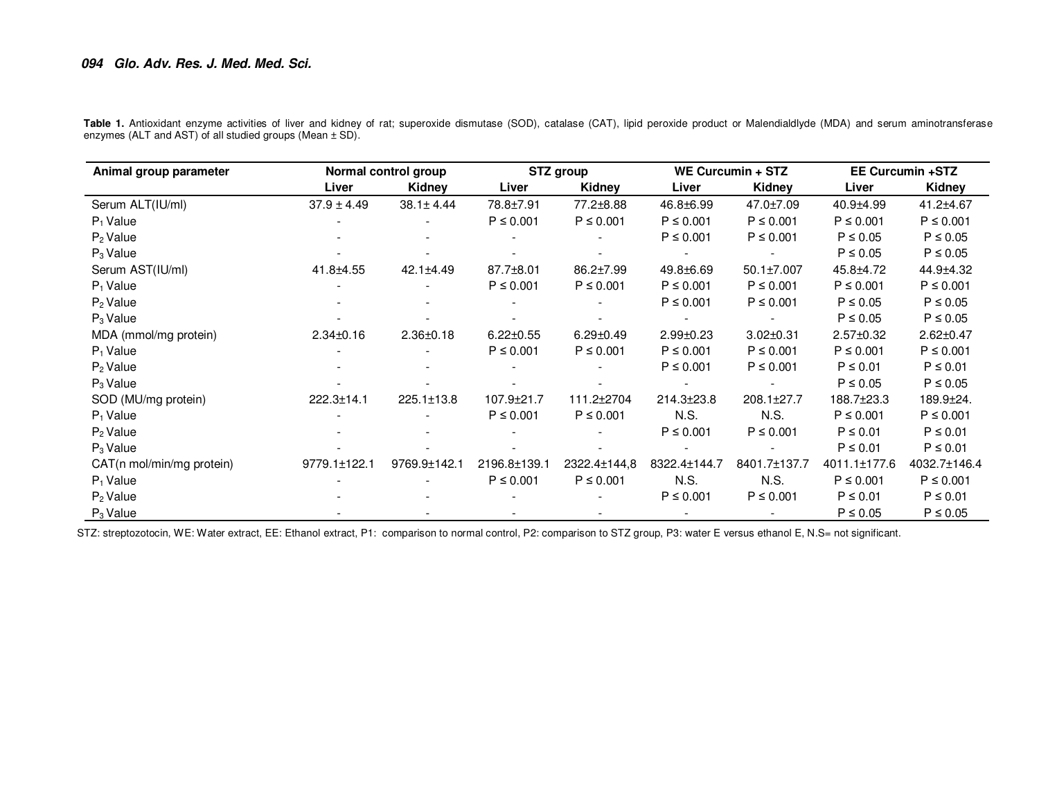**Table 1.** Antioxidant enzyme activities of liver and kidney of rat; superoxide dismutase (SOD), catalase (CAT), lipid peroxide product or Malendialdlyde (MDA) and serum aminotransferase enzymes (ALT and AST) of all studied groups (Mean ± SD).

| Animal group parameter | Normal control group | | STZ group | | WE Curcumin + STZ | | EE Curcumin +STZ | |
|---|---|---|---|---|---|---|---|---|
| | **Liver** | **Kidney** | **Liver** | **Kidney** | **Liver** | **Kidney** | **Liver** | **Kidney** |
| Serum ALT(IU/ml) | 37.9 ± 4.49 | 38.1± 4.44 | 78.8±7.91 | 77.2±8.88 | 46.8±6.99 | 47.0±7.09 | 40.9±4.99 | 41.2±4.67 |
| $P_1$ Value | - | - | $P \leq 0.001$ | $P \leq 0.001$ | $P \leq 0.001$ | $P \leq 0.001$ | $P \leq 0.001$ | $P \leq 0.001$ |
| $P_2$ Value | - | - | - | - | $P \leq 0.001$ | $P \leq 0.001$ | $P \leq 0.05$ | $P \leq 0.05$ |
| $P_3$ Value | - | - | - | - | - | - | $P \leq 0.05$ | $P \leq 0.05$ |
| Serum AST(IU/ml) | 41.8±4.55 | 42.1±4.49 | 87.7±8.01 | 86.2±7.99 | 49.8±6.69 | 50.1±7.007 | 45.8±4.72 | 44.9±4.32 |
| $P_1$ Value | - | - | $P \leq 0.001$ | $P \leq 0.001$ | $P \leq 0.001$ | $P \leq 0.001$ | $P \leq 0.001$ | $P \leq 0.001$ |
| $P_2$ Value | - | - | - | - | $P \leq 0.001$ | $P \leq 0.001$ | $P \leq 0.05$ | $P \leq 0.05$ |
| $P_3$ Value | - | - | - | - | - | - | $P \leq 0.05$ | $P \leq 0.05$ |
| MDA (mmol/mg protein) | 2.34±0.16 | 2.36±0.18 | 6.22±0.55 | 6.29±0.49 | 2.99±0.23 | 3.02±0.31 | 2.57±0.32 | 2.62±0.47 |
| $P_1$ Value | - | - | $P \leq 0.001$ | $P \leq 0.001$ | $P \leq 0.001$ | $P \leq 0.001$ | $P \leq 0.001$ | $P \leq 0.001$ |
| $P_2$ Value | - | - | - | - | $P \leq 0.001$ | $P \leq 0.001$ | $P \leq 0.01$ | $P \leq 0.01$ |
| $P_3$ Value | - | - | - | - | - | - | $P \leq 0.05$ | $P \leq 0.05$ |
| SOD (MU/mg protein) | 222.3±14.1 | 225.1±13.8 | 107.9±21.7 | 111.2±2704 | 214.3±23.8 | 208.1±27.7 | 188.7±23.3 | 189.9±24. |
| $P_1$ Value | - | - | $P \leq 0.001$ | $P \leq 0.001$ | N.S. | N.S. | $P \leq 0.001$ | $P \leq 0.001$ |
| $P_2$ Value | - | - | - | - | $P \leq 0.001$ | $P \leq 0.001$ | $P \leq 0.01$ | $P \leq 0.01$ |
| $P_3$ Value | - | - | - | - | - | - | $P \leq 0.01$ | $P \leq 0.01$ |
| CAT(n mol/min/mg protein) | 9779.1±122.1 | 9769.9±142.1 | 2196.8±139.1 | 2322.4±144,8 | 8322.4±144.7 | 8401.7±137.7 | 4011.1±177.6 | 4032.7±146.4 |
| $P_1$ Value | - | - | $P \leq 0.001$ | $P \leq 0.001$ | N.S. | N.S. | $P \leq 0.001$ | $P \leq 0.001$ |
| $P_2$ Value | - | - | - | - | $P \leq 0.001$ | $P \leq 0.001$ | $P \leq 0.01$ | $P \leq 0.01$ |
| $P_3$ Value | - | - | - | - | - | - | $P \leq 0.05$ | $P \leq 0.05$ |

STZ: streptozotocin, WE: Water extract, EE: Ethanol extract, P1: comparison to normal control, P2: comparison to STZ group, P3: water E versus ethanol E, N.S= not significant.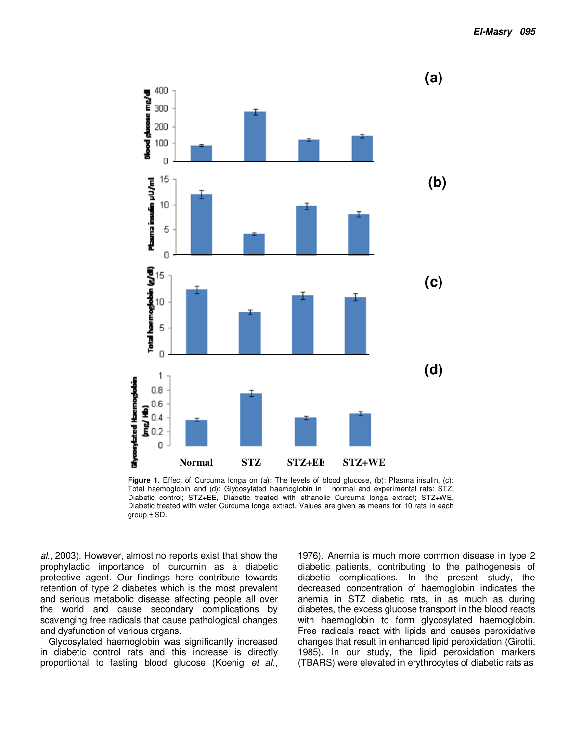(a)

Blood glucose mg/dl

400
300
200
100
0

(b)

Plasma insulin µU/ml

15
10
5
0

(c)

Total haemoglobin (g/dl)

15
10
5
0

(d)

Glycosylated Haemoglobin (mg/ Hb)

1
0.8
0.6
0.4
0.2
0

Normal STZ STZ+EE STZ+WE

**Figure 1.** Effect of Curcuma longa on (a): The levels of blood glucose, (b): Plasma insulin, (c): Total haemoglobin and (d): Glycosylated haemoglobin in normal and experimental rats: STZ, Diabetic control; STZ+EE, Diabetic treated with ethanolic Curcuma longa extract; STZ+WE, Diabetic treated with water Curcuma longa extract. Values are given as means for 10 rats in each group ± SD.

*al*., 2003). However, almost no reports exist that show the prophylactic importance of curcumin as a diabetic protective agent. Our findings here contribute towards retention of type 2 diabetes which is the most prevalent and serious metabolic disease affecting people all over the world and cause secondary complications by scavenging free radicals that cause pathological changes and dysfunction of various organs.

Glycosylated haemoglobin was significantly increased in diabetic control rats and this increase is directly proportional to fasting blood glucose (Koenig *et al*., 1976). Anemia is much more common disease in type 2 diabetic patients, contributing to the pathogenesis of diabetic complications. In the present study, the decreased concentration of haemoglobin indicates the anemia in STZ diabetic rats, in as much as during diabetes, the excess glucose transport in the blood reacts with haemoglobin to form glycosylated haemoglobin. Free radicals react with lipids and causes peroxidative changes that result in enhanced lipid peroxidation (Girotti, 1985). In our study, the lipid peroxidation markers (TBARS) were elevated in erythrocytes of diabetic rats as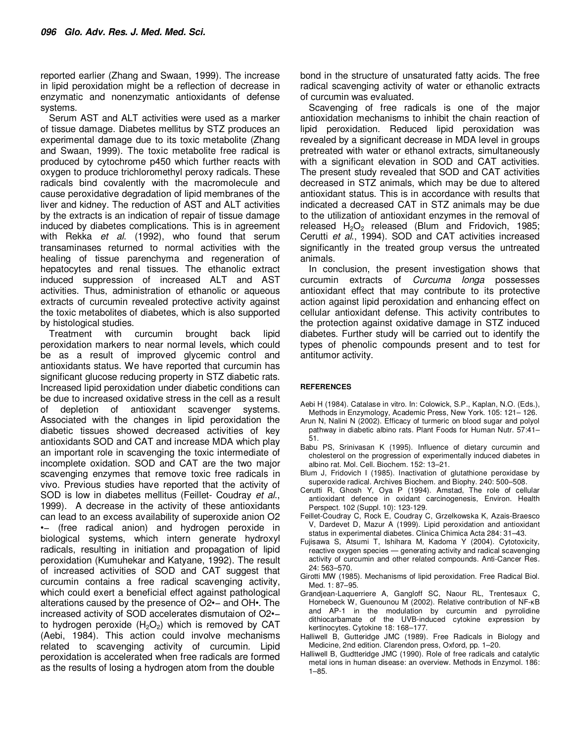reported earlier (Zhang and Swaan, 1999). The increase in lipid peroxidation might be a reflection of decrease in enzymatic and nonenzymatic antioxidants of defense systems.

Serum AST and ALT activities were used as a marker of tissue damage. Diabetes mellitus by STZ produces an experimental damage due to its toxic metabolite (Zhang and Swaan, 1999). The toxic metabolite free radical is produced by cytochrome p450 which further reacts with oxygen to produce trichloromethyl peroxy radicals. These radicals bind covalently with the macromolecule and cause peroxidative degradation of lipid membranes of the liver and kidney. The reduction of AST and ALT activities by the extracts is an indication of repair of tissue damage induced by diabetes complications. This is in agreement with Rekka *et al*. (1992), who found that serum transaminases returned to normal activities with the healing of tissue parenchyma and regeneration of hepatocytes and renal tissues. The ethanolic extract induced suppression of increased ALT and AST activities. Thus, administration of ethanolic or aqueous extracts of curcumin revealed protective activity against the toxic metabolites of diabetes, which is also supported by histological studies.

Treatment with curcumin brought back lipid peroxidation markers to near normal levels, which could be as a result of improved glycemic control and antioxidants status. We have reported that curcumin has significant glucose reducing property in STZ diabetic rats. Increased lipid peroxidation under diabetic conditions can be due to increased oxidative stress in the cell as a result of depletion of antioxidant scavenger systems. Associated with the changes in lipid peroxidation the diabetic tissues showed decreased activities of key antioxidants SOD and CAT and increase MDA which play an important role in scavenging the toxic intermediate of incomplete oxidation. SOD and CAT are the two major scavenging enzymes that remove toxic free radicals in vivo. Previous studies have reported that the activity of SOD is low in diabetes mellitus (Feillet- Coudray *et al*., 1999). A decrease in the activity of these antioxidants can lead to an excess availability of superoxide anion O2 •– (free radical anion) and hydrogen peroxide in biological systems, which intern generate hydroxyl radicals, resulting in initiation and propagation of lipid peroxidation (Kumuhekar and Katyane, 1992). The result of increased activities of SOD and CAT suggest that curcumin contains a free radical scavenging activity, which could exert a beneficial effect against pathological alterations caused by the presence of O2•– and OH•. The increased activity of SOD accelerates dismutaion of O2•– to hydrogen peroxide ($H_2O_2$) which is removed by CAT (Aebi, 1984). This action could involve mechanisms related to scavenging activity of curcumin. Lipid peroxidation is accelerated when free radicals are formed as the results of losing a hydrogen atom from the double bond in the structure of unsaturated fatty acids. The free radical scavenging activity of water or ethanolic extracts of curcumin was evaluated.

Scavenging of free radicals is one of the major antioxidation mechanisms to inhibit the chain reaction of lipid peroxidation. Reduced lipid peroxidation was revealed by a significant decrease in MDA level in groups pretreated with water or ethanol extracts, simultaneously with a significant elevation in SOD and CAT activities. The present study revealed that SOD and CAT activities decreased in STZ animals, which may be due to altered antioxidant status. This is in accordance with results that indicated a decreased CAT in STZ animals may be due to the utilization of antioxidant enzymes in the removal of released $H_2O_2$ released (Blum and Fridovich, 1985; Cerutti *et al*., 1994). SOD and CAT activities increased significantly in the treated group versus the untreated animals.

In conclusion, the present investigation shows that curcumin extracts of *Curcuma longa* possesses antioxidant effect that may contribute to its protective action against lipid peroxidation and enhancing effect on cellular antioxidant defense. This activity contributes to the protection against oxidative damage in STZ induced diabetes. Further study will be carried out to identify the types of phenolic compounds present and to test for antitumor activity.

## REFERENCES

Aebi H (1984). Catalase in vitro. In: Colowick, S.P., Kaplan, N.O. (Eds.), Methods in Enzymology, Academic Press, New York. 105: 121– 126.

Arun N, Nalini N (2002). Efficacy of turmeric on blood sugar and polyol pathway in diabetic albino rats. Plant Foods for Human Nutr. 57:41–51.

Babu PS, Srinivasan K (1995). Influence of dietary curcumin and cholesterol on the progression of experimentally induced diabetes in albino rat. Mol. Cell. Biochem. 152: 13–21.

Blum J, Fridovich I (1985). Inactivation of glutathione peroxidase by superoxide radical. Archives Biochem. and Biophy. 240: 500–508.

Cerutti R, Ghosh Y, Oya P (1994). Amstad, The role of cellular antioxidant defence in oxidant carcinogenesis, Environ. Health Perspect. 102 (Suppl. 10): 123-129.

Feillet-Coudray C, Rock E, Coudray C, Grzelkowska K, Azais-Braesco V, Dardevet D, Mazur A (1999). Lipid peroxidation and antioxidant status in experimental diabetes. Clinica Chimica Acta 284: 31–43.

Fujisawa S, Atsumi T, Ishihara M, Kadoma Y (2004). Cytotoxicity, reactive oxygen species — generating activity and radical scavenging activity of curcumin and other related compounds. Anti-Cancer Res. 24: 563–570.

Girotti MW (1985). Mechanisms of lipid peroxidation. Free Radical Biol. Med. 1: 87–95.

Grandjean-Laquerriere A, Gangloff SC, Naour RL, Trentesaux C, Hornebeck W, Guenounou M (2002). Relative contribution of NF-κB and AP-1 in the modulation by curcumin and pyrrolidine dithiocarbamate of the UVB-induced cytokine expression by kertinocytes. Cytokine 18: 168–177.

Halliwell B, Gutteridge JMC (1989). Free Radicals in Biology and Medicine, 2nd edition. Clarendon press, Oxford, pp. 1–20.

Halliwell B, Gudtteridge JMC (1990). Role of free radicals and catalytic metal ions in human disease: an overview. Methods in Enzymol. 186: 1–85.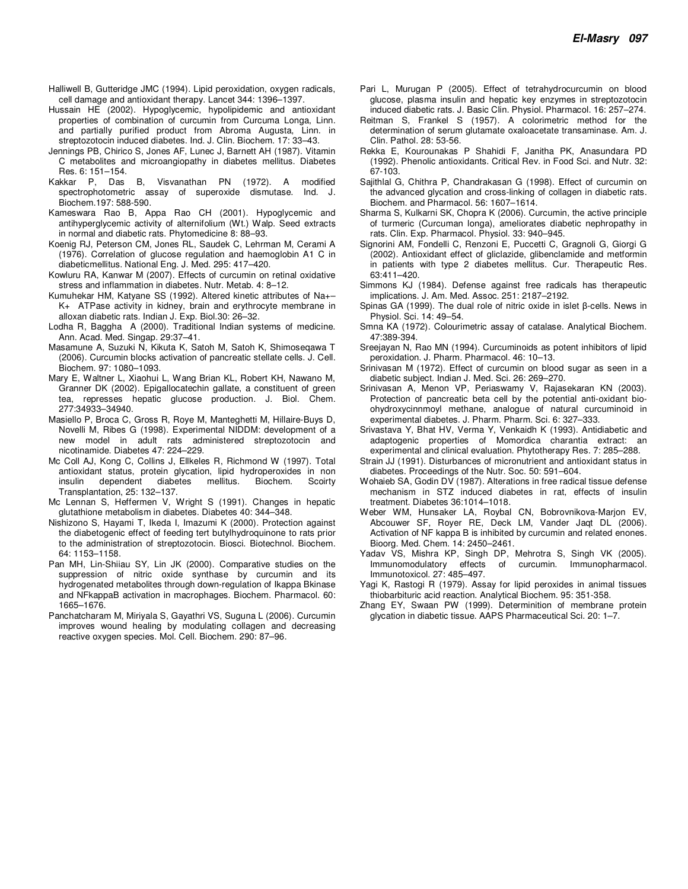Halliwell B, Gutteridge JMC (1994). Lipid peroxidation, oxygen radicals, cell damage and antioxidant therapy. Lancet 344: 1396–1397.

Hussain HE (2002). Hypoglycemic, hypolipidemic and antioxidant properties of combination of curcumin from Curcuma Longa, Linn. and partially purified product from Abroma Augusta, Linn. in streptozotocin induced diabetes. Ind. J. Clin. Biochem. 17: 33–43.

Jennings PB, Chirico S, Jones AF, Lunec J, Barnett AH (1987). Vitamin C metabolites and microangiopathy in diabetes mellitus. Diabetes Res. 6: 151–154.

Kakkar P, Das B, Visvanathan PN (1972). A modified spectrophotometric assay of superoxide dismutase. Ind. J. Biochem.197: 588-590.

Kameswara Rao B, Appa Rao CH (2001). Hypoglycemic and antihyperglycemic activity of alternifolium (Wt.) Walp. Seed extracts in normal and diabetic rats. Phytomedicine 8: 88–93.

Koenig RJ, Peterson CM, Jones RL, Saudek C, Lehrman M, Cerami A (1976). Correlation of glucose regulation and haemoglobin A1 C in diabeticmellitus. National Eng. J. Med. 295: 417–420.

Kowluru RA, Kanwar M (2007). Effects of curcumin on retinal oxidative stress and inflammation in diabetes. Nutr. Metab. 4: 8–12.

Kumuhekar HM, Katyane SS (1992). Altered kinetic attributes of Na+–K+ ATPase activity in kidney, brain and erythrocyte membrane in alloxan diabetic rats. Indian J. Exp. Biol.30: 26–32.

Lodha R, Baggha A (2000). Traditional Indian systems of medicine. Ann. Acad. Med. Singap. 29:37–41.

Masamune A, Suzuki N, Kikuta K, Satoh M, Satoh K, Shimoseqawa T (2006). Curcumin blocks activation of pancreatic stellate cells. J. Cell. Biochem. 97: 1080–1093.

Mary E, Waltner L, Xiaohui L, Wang Brian KL, Robert KH, Nawano M, Granner DK (2002). Epigallocatechin gallate, a constituent of green tea, represses hepatic glucose production. J. Biol. Chem. 277:34933–34940.

Masiello P, Broca C, Gross R, Roye M, Manteghetti M, Hillaire-Buys D, Novelli M, Ribes G (1998). Experimental NIDDM: development of a new model in adult rats administered streptozotocin and nicotinamide. Diabetes 47: 224–229.

Mc Coll AJ, Kong C, Collins J, Ellkeles R, Richmond W (1997). Total antioxidant status, protein glycation, lipid hydroperoxides in non insulin dependent diabetes mellitus. Biochem. Scoirty Transplantation, 25: 132–137.

Mc Lennan S, Heffermen V, Wright S (1991). Changes in hepatic glutathione metabolism in diabetes. Diabetes 40: 344–348.

Nishizono S, Hayami T, Ikeda I, Imazumi K (2000). Protection against the diabetogenic effect of feeding tert butylhydroquinone to rats prior to the administration of streptozotocin. Biosci. Biotechnol. Biochem. 64: 1153–1158.

Pan MH, Lin-Shiiau SY, Lin JK (2000). Comparative studies on the suppression of nitric oxide synthase by curcumin and its hydrogenated metabolites through down-regulation of Ikappa Bkinase and NFkappaB activation in macrophages. Biochem. Pharmacol. 60: 1665–1676.

Panchatcharam M, Miriyala S, Gayathri VS, Suguna L (2006). Curcumin improves wound healing by modulating collagen and decreasing reactive oxygen species. Mol. Cell. Biochem. 290: 87–96.

Pari L, Murugan P (2005). Effect of tetrahydrocurcumin on blood glucose, plasma insulin and hepatic key enzymes in streptozotocin induced diabetic rats. J. Basic Clin. Physiol. Pharmacol. 16: 257–274.

Reitman S, Frankel S (1957). A colorimetric method for the determination of serum glutamate oxaloacetate transaminase. Am. J. Clin. Pathol. 28: 53-56.

Rekka E, Kourounakas P Shahidi F, Janitha PK, Anasundara PD (1992). Phenolic antioxidants. Critical Rev. in Food Sci. and Nutr. 32: 67-103.

Sajithlal G, Chithra P, Chandrakasan G (1998). Effect of curcumin on the advanced glycation and cross-linking of collagen in diabetic rats. Biochem. and Pharmacol. 56: 1607–1614.

Sharma S, Kulkarni SK, Chopra K (2006). Curcumin, the active principle of turmeric (Curcuman longa), ameliorates diabetic nephropathy in rats. Clin. Exp. Pharmacol. Physiol. 33: 940–945.

Signorini AM, Fondelli C, Renzoni E, Puccetti C, Gragnoli G, Giorgi G (2002). Antioxidant effect of gliclazide, glibenclamide and metformin in patients with type 2 diabetes mellitus. Cur. Therapeutic Res. 63:411–420.

Simmons KJ (1984). Defense against free radicals has therapeutic implications. J. Am. Med. Assoc. 251: 2187–2192.

Spinas GA (1999). The dual role of nitric oxide in islet β-cells. News in Physiol. Sci. 14: 49–54.

Smna KA (1972). Colourimetric assay of catalase. Analytical Biochem. 47:389-394.

Sreejayan N, Rao MN (1994). Curcuminoids as potent inhibitors of lipid peroxidation. J. Pharm. Pharmacol. 46: 10–13.

Srinivasan M (1972). Effect of curcumin on blood sugar as seen in a diabetic subject. Indian J. Med. Sci. 26: 269–270.

Srinivasan A, Menon VP, Periaswamy V, Rajasekaran KN (2003). Protection of pancreatic beta cell by the potential anti-oxidant bio-ohydroxycinnmoyl methane, analogue of natural curcuminoid in experimental diabetes. J. Pharm. Pharm. Sci. 6: 327–333.

Srivastava Y, Bhat HV, Verma Y, Venkaidh K (1993). Antidiabetic and adaptogenic properties of Momordica charantia extract: an experimental and clinical evaluation. Phytotherapy Res. 7: 285–288.

Strain JJ (1991). Disturbances of micronutrient and antioxidant status in diabetes. Proceedings of the Nutr. Soc. 50: 591–604.

Wohaieb SA, Godin DV (1987). Alterations in free radical tissue defense mechanism in STZ induced diabetes in rat, effects of insulin treatment. Diabetes 36:1014–1018.

Weber WM, Hunsaker LA, Roybal CN, Bobrovnikova-Marjon EV, Abcouwer SF, Royer RE, Deck LM, Vander Jaqt DL (2006). Activation of NF kappa B is inhibited by curcumin and related enones. Bioorg. Med. Chem. 14: 2450–2461.

Yadav VS, Mishra KP, Singh DP, Mehrotra S, Singh VK (2005). Immunomodulatory effects of curcumin. Immunopharmacol. Immunotoxicol. 27: 485–497.

Yagi K, Rastogi R (1979). Assay for lipid peroxides in animal tissues thiobarbituric acid reaction. Analytical Biochem. 95: 351-358.

Zhang EY, Swaan PW (1999). Determinition of membrane protein glycation in diabetic tissue. AAPS Pharmaceutical Sci. 20: 1–7.